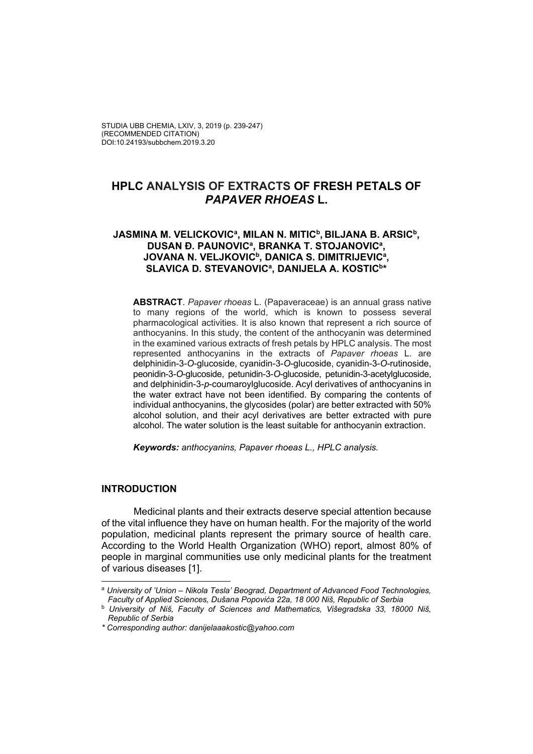STUDIA UBB CHEMIA, LXIV, 3, 2019 (p. 239-247)
(RECOMMENDED CITATION)
DOI:10.24193/subbchem.2019.3.20

# HPLC ANALYSIS OF EXTRACTS OF FRESH PETALS OF *PAPAVER RHOEAS* L.

**JASMINA M. VELICKOVIC[a], MILAN N. MITIC[b], BILJANA B. ARSIC[b], DUSAN Đ. PAUNOVIC[a], BRANKA T. STOJANOVIC[a], JOVANA N. VELJKOVIC[b], DANICA S. DIMITRIJEVIC[a], SLAVICA D. STEVANOVIC[a], DANIJELA A. KOSTIC[b]***

**ABSTRACT**. *Papaver rhoeas* L. (Papaveraceae) is an annual grass native to many regions of the world, which is known to possess several pharmacological activities. It is also known that represent a rich source of anthocyanins. In this study, the content of the anthocyanin was determined in the examined various extracts of fresh petals by HPLC analysis. The most represented anthocyanins in the extracts of *Papaver rhoeas* L. are delphinidin-3-*O*-glucoside, cyanidin-3-*O*-glucoside, cyanidin-3-*O*-rutinoside, peonidin-3-*O*-glucoside, petunidin-3-*O*-glucoside, petunidin-3-acetylglucoside, and delphinidin-3-*p*-coumaroylglucoside. Acyl derivatives of anthocyanins in the water extract have not been identified. By comparing the contents of individual anthocyanins, the glycosides (polar) are better extracted with 50% alcohol solution, and their acyl derivatives are better extracted with pure alcohol. The water solution is the least suitable for anthocyanin extraction.

***Keywords:** anthocyanins, Papaver rhoeas L., HPLC analysis.*

## INTRODUCTION

Medicinal plants and their extracts deserve special attention because of the vital influence they have on human health. For the majority of the world population, medicinal plants represent the primary source of health care. According to the World Health Organization (WHO) report, almost 80% of people in marginal communities use only medicinal plants for the treatment of various diseases [1].

---

[a] *University of 'Union – Nikola Tesla' Beograd, Department of Advanced Food Technologies, Faculty of Applied Sciences, Dušana Popovića 22a, 18 000 Niš, Republic of Serbia*

[b] *University of Niš, Faculty of Sciences and Mathematics, Višegradska 33, 18000 Niš, Republic of Serbia*

*\* Corresponding author: danijelaaakostic@yahoo.com*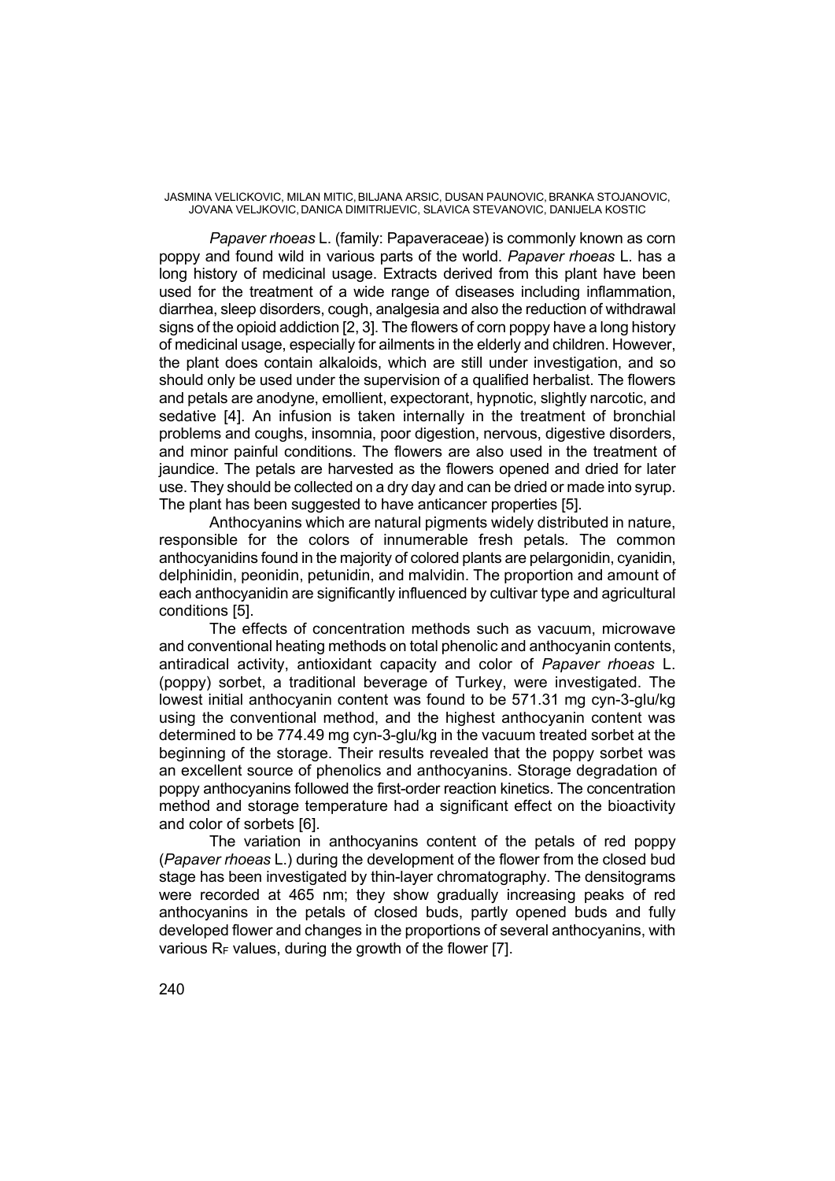*Papaver rhoeas* L. (family: Papaveraceae) is commonly known as corn poppy and found wild in various parts of the world. *Papaver rhoeas* L. has a long history of medicinal usage. Extracts derived from this plant have been used for the treatment of a wide range of diseases including inflammation, diarrhea, sleep disorders, cough, analgesia and also the reduction of withdrawal signs of the opioid addiction [2, 3]. The flowers of corn poppy have a long history of medicinal usage, especially for ailments in the elderly and children. However, the plant does contain alkaloids, which are still under investigation, and so should only be used under the supervision of a qualified herbalist. The flowers and petals are anodyne, emollient, expectorant, hypnotic, slightly narcotic, and sedative [4]. An infusion is taken internally in the treatment of bronchial problems and coughs, insomnia, poor digestion, nervous, digestive disorders, and minor painful conditions. The flowers are also used in the treatment of jaundice. The petals are harvested as the flowers opened and dried for later use. They should be collected on a dry day and can be dried or made into syrup. The plant has been suggested to have anticancer properties [5].

Anthocyanins which are natural pigments widely distributed in nature, responsible for the colors of innumerable fresh petals. The common anthocyanidins found in the majority of colored plants are pelargonidin, cyanidin, delphinidin, peonidin, petunidin, and malvidin. The proportion and amount of each anthocyanidin are significantly influenced by cultivar type and agricultural conditions [5].

The effects of concentration methods such as vacuum, microwave and conventional heating methods on total phenolic and anthocyanin contents, antiradical activity, antioxidant capacity and color of *Papaver rhoeas* L. (poppy) sorbet, a traditional beverage of Turkey, were investigated. The lowest initial anthocyanin content was found to be 571.31 mg cyn-3-glu/kg using the conventional method, and the highest anthocyanin content was determined to be 774.49 mg cyn-3-glu/kg in the vacuum treated sorbet at the beginning of the storage. Their results revealed that the poppy sorbet was an excellent source of phenolics and anthocyanins. Storage degradation of poppy anthocyanins followed the first-order reaction kinetics. The concentration method and storage temperature had a significant effect on the bioactivity and color of sorbets [6].

The variation in anthocyanins content of the petals of red poppy (*Papaver rhoeas* L.) during the development of the flower from the closed bud stage has been investigated by thin-layer chromatography. The densitograms were recorded at 465 nm; they show gradually increasing peaks of red anthocyanins in the petals of closed buds, partly opened buds and fully developed flower and changes in the proportions of several anthocyanins, with various $R_F$ values, during the growth of the flower [7].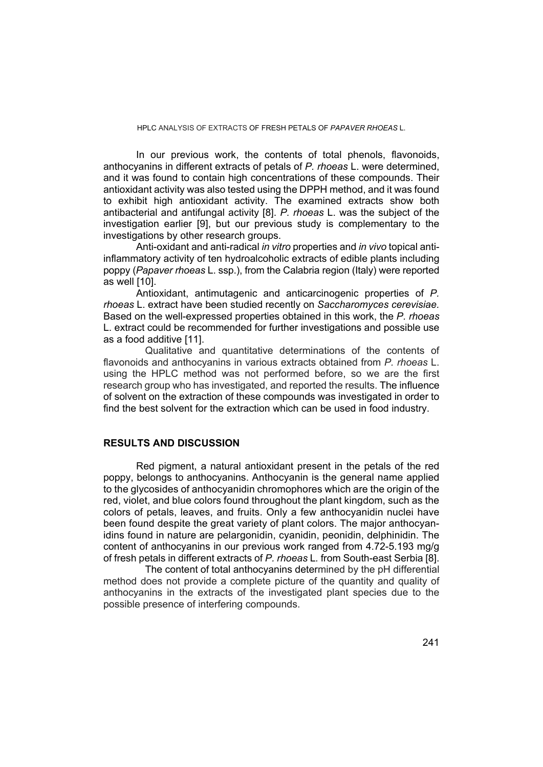In our previous work, the contents of total phenols, flavonoids, anthocyanins in different extracts of petals of *P. rhoeas* L. were determined, and it was found to contain high concentrations of these compounds. Their antioxidant activity was also tested using the DPPH method, and it was found to exhibit high antioxidant activity. The examined extracts show both antibacterial and antifungal activity [8]. *P. rhoeas* L. was the subject of the investigation earlier [9], but our previous study is complementary to the investigations by other research groups.

Anti-oxidant and anti-radical *in vitro* properties and *in vivo* topical anti-inflammatory activity of ten hydroalcoholic extracts of edible plants including poppy (*Papaver rhoeas* L. ssp.), from the Calabria region (Italy) were reported as well [10].

Antioxidant, antimutagenic and anticarcinogenic properties of *P. rhoeas* L. extract have been studied recently on *Saccharomyces cerevisiae.* Based on the well-expressed properties obtained in this work, the *P. rhoeas* L. extract could be recommended for further investigations and possible use as a food additive [11].

Qualitative and quantitative determinations of the contents of flavonoids and anthocyanins in various extracts obtained from *P. rhoeas* L. using the HPLC method was not performed before, so we are the first research group who has investigated, and reported the results. The influence of solvent on the extraction of these compounds was investigated in order to find the best solvent for the extraction which can be used in food industry.

## RESULTS AND DISCUSSION

Red pigment, a natural antioxidant present in the petals of the red poppy, belongs to anthocyanins. Anthocyanin is the general name applied to the glycosides of anthocyanidin chromophores which are the origin of the red, violet, and blue colors found throughout the plant kingdom, such as the colors of petals, leaves, and fruits. Only a few anthocyanidin nuclei have been found despite the great variety of plant colors. The major anthocyanidins found in nature are pelargonidin, cyanidin, peonidin, delphinidin. The content of anthocyanins in our previous work ranged from 4.72-5.193 mg/g of fresh petals in different extracts of *P. rhoeas* L. from South-east Serbia [8].

The content of total anthocyanins determined by the pH differential method does not provide a complete picture of the quantity and quality of anthocyanins in the extracts of the investigated plant species due to the possible presence of interfering compounds.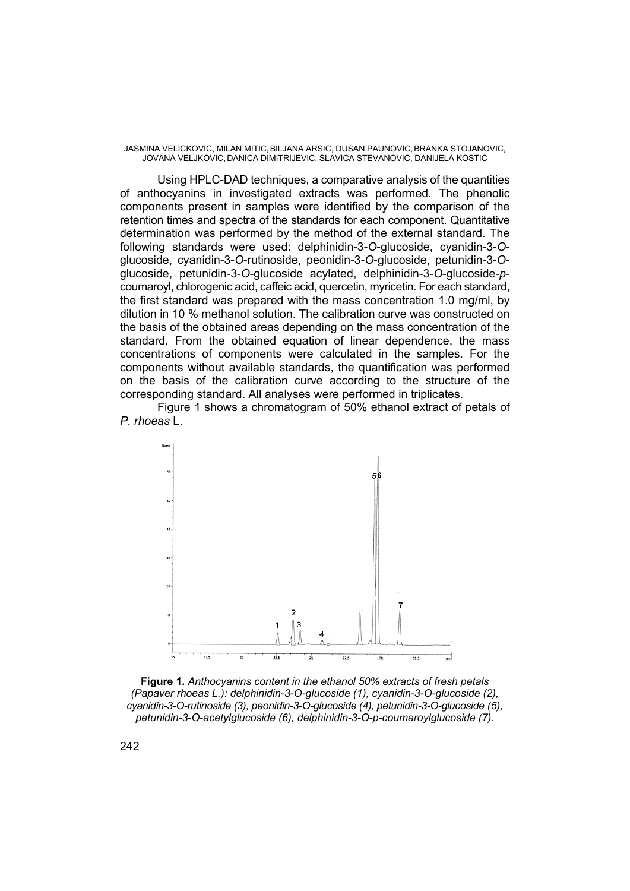Using HPLC-DAD techniques, a comparative analysis of the quantities of anthocyanins in investigated extracts was performed. The phenolic components present in samples were identified by the comparison of the retention times and spectra of the standards for each component. Quantitative determination was performed by the method of the external standard. The following standards were used: delphinidin-3-*O*-glucoside, cyanidin-3-*O*-glucoside, cyanidin-3-*O*-rutinoside, peonidin-3-*O*-glucoside, petunidin-3-*O*-glucoside, petunidin-3-*O*-glucoside acylated, delphinidin-3-*O*-glucoside-*p*-coumaroyl, chlorogenic acid, caffeic acid, quercetin, myricetin. For each standard, the first standard was prepared with the mass concentration 1.0 mg/ml, by dilution in 10 % methanol solution. The calibration curve was constructed on the basis of the obtained areas depending on the mass concentration of the standard. From the obtained equation of linear dependence, the mass concentrations of components were calculated in the samples. For the components without available standards, the quantification was performed on the basis of the calibration curve according to the structure of the corresponding standard. All analyses were performed in triplicates.

Figure 1 shows a chromatogram of 50% ethanol extract of petals of *P. rhoeas* L.

**Figure 1.** *Anthocyanins content in the ethanol 50% extracts of fresh petals (Papaver rhoeas L.): delphinidin-3-O-glucoside (1), cyanidin-3-O-glucoside (2), cyanidin-3-O-rutinoside (3), peonidin-3-O-glucoside (4), petunidin-3-O-glucoside (5), petunidin-3-O-acetylglucoside (6), delphinidin-3-O-p-coumaroylglucoside (7).*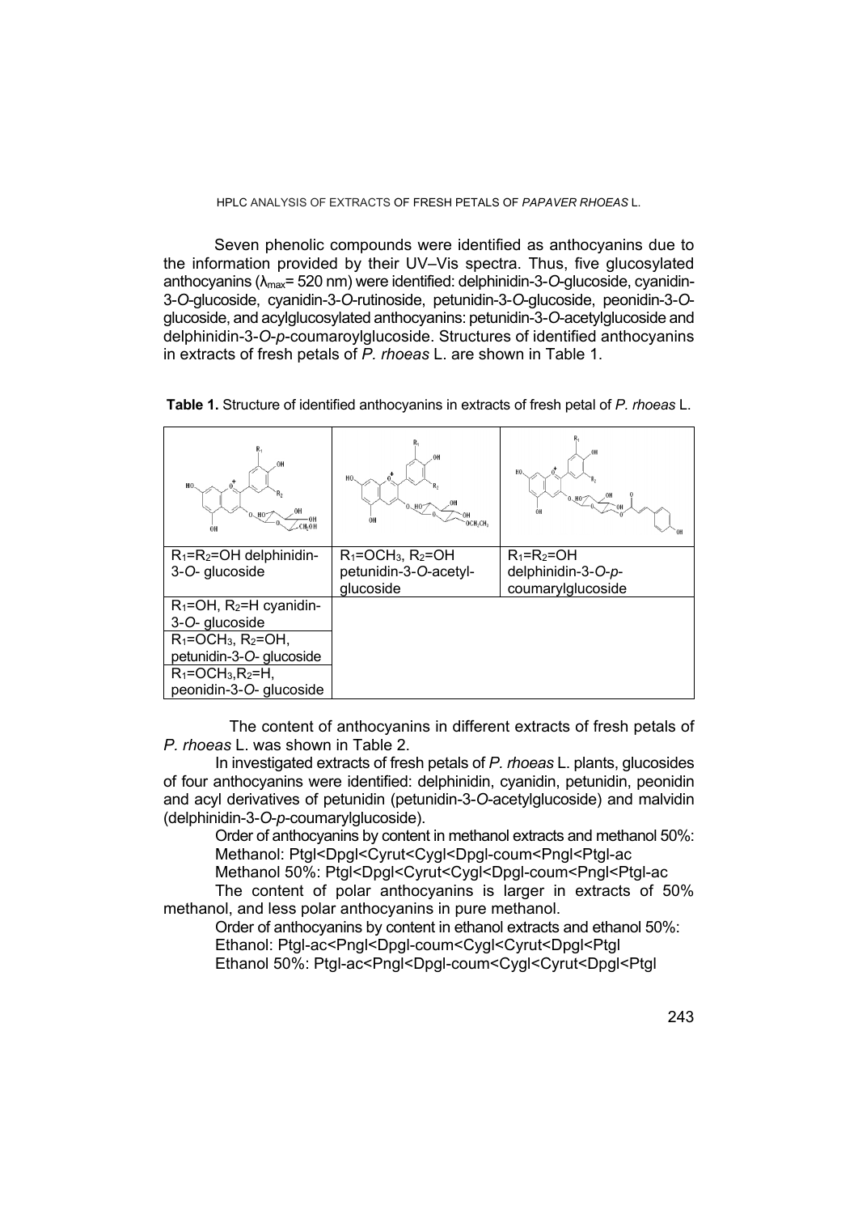Seven phenolic compounds were identified as anthocyanins due to the information provided by their UV–Vis spectra. Thus, five glucosylated anthocyanins ($\lambda_{max}$= 520 nm) were identified: delphinidin-3-*O*-glucoside, cyanidin-3-*O*-glucoside, cyanidin-3-*O*-rutinoside, petunidin-3-*O*-glucoside, peonidin-3-*O*-glucoside, and acylglucosylated anthocyanins: petunidin-3-*O*-acetylglucoside and delphinidin-3-*O*-*p*-coumaroylglucoside. Structures of identified anthocyanins in extracts of fresh petals of *P. rhoeas* L. are shown in Table 1.

**Table 1.** Structure of identified anthocyanins in extracts of fresh petal of *P. rhoeas* L.

| | | |
|---|---|---|
| [structure] | [structure] | [structure] |
| $R_1$=$R_2$=OH delphinidin-3-*O*- glucoside | $R_1$=$OCH_3$, $R_2$=OH petunidin-3-*O*-acetyl-glucoside | $R_1$=$R_2$=OH delphinidin-3-*O*-*p*-coumarylglucoside |
| $R_1$=OH, $R_2$=H cyanidin-3-*O*- glucoside | | |
| $R_1$=$OCH_3$, $R_2$=OH, petunidin-3-*O*- glucoside | | |
| $R_1$=$OCH_3$,$R_2$=H, peonidin-3-*O*- glucoside | | |

The content of anthocyanins in different extracts of fresh petals of *P. rhoeas* L. was shown in Table 2.

In investigated extracts of fresh petals of *P. rhoeas* L. plants, glucosides of four anthocyanins were identified: delphinidin, cyanidin, petunidin, peonidin and acyl derivatives of petunidin (petunidin-3-*O*-acetylglucoside) and malvidin (delphinidin-3-*O*-*p*-coumarylglucoside).

Order of anthocyanins by content in methanol extracts and methanol 50%:

Methanol: Ptgl<Dpgl<Cyrut<Cygl<Dpgl-coum<Pngl<Ptgl-ac

Methanol 50%: Ptgl<Dpgl<Cyrut<Cygl<Dpgl-coum<Pngl<Ptgl-ac

The content of polar anthocyanins is larger in extracts of 50% methanol, and less polar anthocyanins in pure methanol.

Order of anthocyanins by content in ethanol extracts and ethanol 50%:

Ethanol: Ptgl-ac<Pngl<Dpgl-coum<Cygl<Cyrut<Dpgl<Ptgl

Ethanol 50%: Ptgl-ac<Pngl<Dpgl-coum<Cygl<Cyrut<Dpgl<Ptgl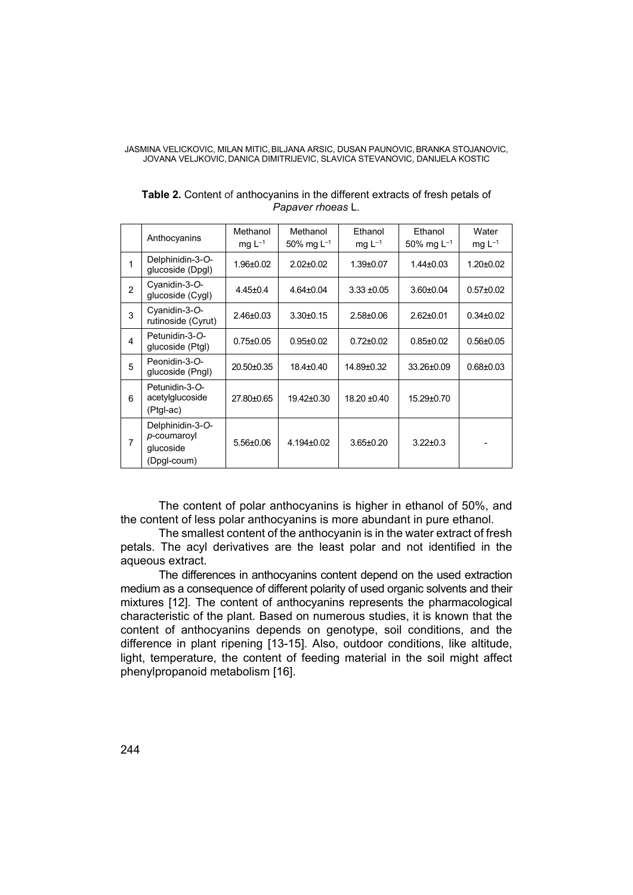**Table 2.** Content of anthocyanins in the different extracts of fresh petals of *Papaver rhoeas* L.

| | Anthocyanins | Methanol mg $L^{-1}$ | Methanol 50% mg $L^{-1}$ | Ethanol mg $L^{-1}$ | Ethanol 50% mg $L^{-1}$ | Water mg $L^{-1}$ |
|---|---|---|---|---|---|---|
| 1 | Delphinidin-3-*O*-glucoside (Dpgl) | 1.96±0.02 | 2.02±0.02 | 1.39±0.07 | 1.44±0.03 | 1.20±0.02 |
| 2 | Cyanidin-3-*O*-glucoside (Cygl) | 4.45±0.4 | 4.64±0.04 | 3.33 ±0.05 | 3.60±0.04 | 0.57±0.02 |
| 3 | Cyanidin-3-*O*-rutinoside (Cyrut) | 2.46±0.03 | 3.30±0.15 | 2.58±0.06 | 2.62±0.01 | 0.34±0.02 |
| 4 | Petunidin-3-*O*-glucoside (Ptgl) | 0.75±0.05 | 0.95±0.02 | 0.72±0.02 | 0.85±0.02 | 0.56±0.05 |
| 5 | Peonidin-3-*O*-glucoside (Pngl) | 20.50±0.35 | 18.4±0.40 | 14.89±0.32 | 33.26±0.09 | 0.68±0.03 |
| 6 | Petunidin-3-*O*-acetylglucoside (Ptgl-ac) | 27.80±0.65 | 19.42±0.30 | 18.20 ±0.40 | 15.29±0.70 | |
| 7 | Delphinidin-3-*O*-*p*-coumaroyl glucoside (Dpgl-coum) | 5.56±0.06 | 4.194±0.02 | 3.65±0.20 | 3.22±0.3 | - |

The content of polar anthocyanins is higher in ethanol of 50%, and the content of less polar anthocyanins is more abundant in pure ethanol.

The smallest content of the anthocyanin is in the water extract of fresh petals. The acyl derivatives are the least polar and not identified in the aqueous extract.

The differences in anthocyanins content depend on the used extraction medium as a consequence of different polarity of used organic solvents and their mixtures [12]. The content of anthocyanins represents the pharmacological characteristic of the plant. Based on numerous studies, it is known that the content of anthocyanins depends on genotype, soil conditions, and the difference in plant ripening [13-15]. Also, outdoor conditions, like altitude, light, temperature, the content of feeding material in the soil might affect phenylpropanoid metabolism [16].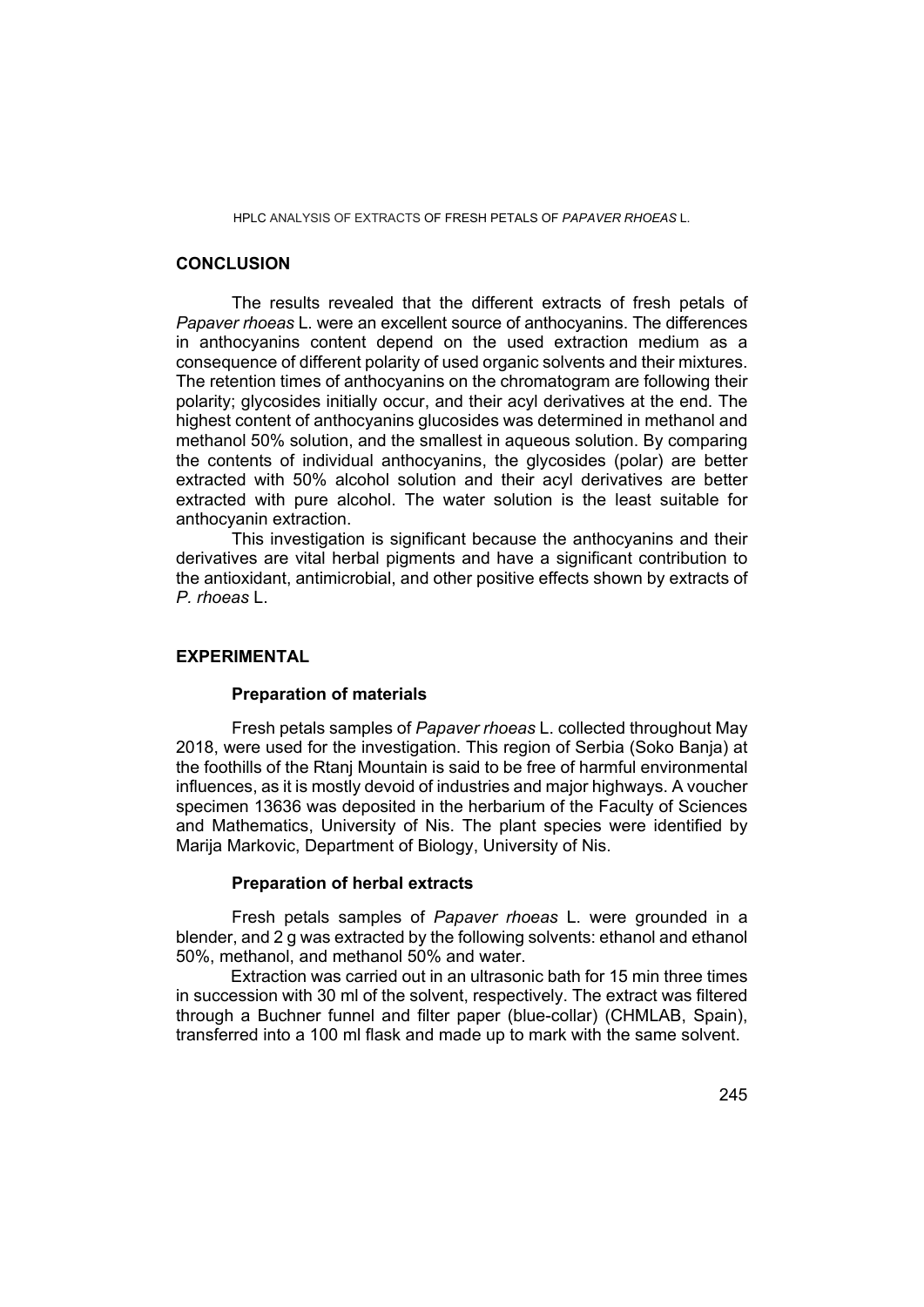## CONCLUSION

The results revealed that the different extracts of fresh petals of *Papaver rhoeas* L. were an excellent source of anthocyanins. The differences in anthocyanins content depend on the used extraction medium as a consequence of different polarity of used organic solvents and their mixtures. The retention times of anthocyanins on the chromatogram are following their polarity; glycosides initially occur, and their acyl derivatives at the end. The highest content of anthocyanins glucosides was determined in methanol and methanol 50% solution, and the smallest in aqueous solution. By comparing the contents of individual anthocyanins, the glycosides (polar) are better extracted with 50% alcohol solution and their acyl derivatives are better extracted with pure alcohol. The water solution is the least suitable for anthocyanin extraction.

This investigation is significant because the anthocyanins and their derivatives are vital herbal pigments and have a significant contribution to the antioxidant, antimicrobial, and other positive effects shown by extracts of *P. rhoeas* L.

## EXPERIMENTAL

### Preparation of materials

Fresh petals samples of *Papaver rhoeas* L. collected throughout May 2018, were used for the investigation. This region of Serbia (Soko Banja) at the foothills of the Rtanj Mountain is said to be free of harmful environmental influences, as it is mostly devoid of industries and major highways. A voucher specimen 13636 was deposited in the herbarium of the Faculty of Sciences and Mathematics, University of Nis. The plant species were identified by Marija Markovic, Department of Biology, University of Nis.

### Preparation of herbal extracts

Fresh petals samples of *Papaver rhoeas* L. were grounded in a blender, and 2 g was extracted by the following solvents: ethanol and ethanol 50%, methanol, and methanol 50% and water.

Extraction was carried out in an ultrasonic bath for 15 min three times in succession with 30 ml of the solvent, respectively. The extract was filtered through a Buchner funnel and filter paper (blue-collar) (CHMLAB, Spain), transferred into a 100 ml flask and made up to mark with the same solvent.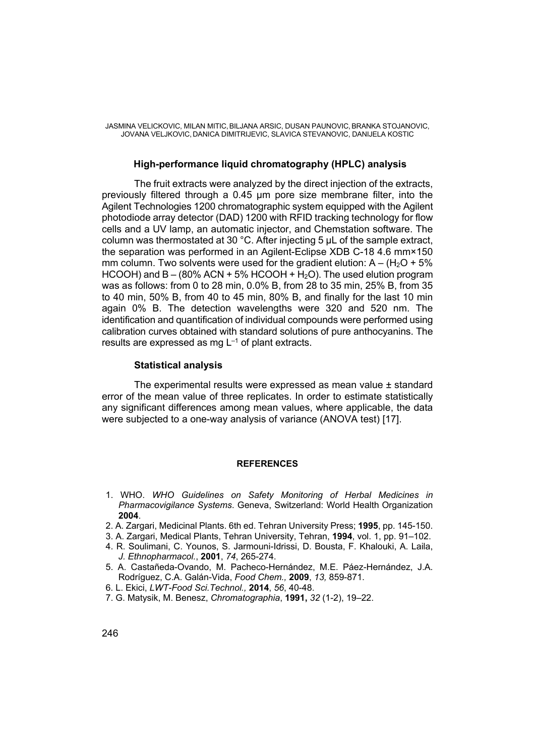### High-performance liquid chromatography (HPLC) analysis

The fruit extracts were analyzed by the direct injection of the extracts, previously filtered through a 0.45 μm pore size membrane filter, into the Agilent Technologies 1200 chromatographic system equipped with the Agilent photodiode array detector (DAD) 1200 with RFID tracking technology for flow cells and a UV lamp, an automatic injector, and Chemstation software. The column was thermostated at 30 °C. After injecting 5 μL of the sample extract, the separation was performed in an Agilent-Eclipse XDB C-18 4.6 mm×150 mm column. Two solvents were used for the gradient elution: A – ($H_2O$ + 5% HCOOH) and B – (80% ACN + 5% HCOOH + $H_2O$). The used elution program was as follows: from 0 to 28 min, 0.0% B, from 28 to 35 min, 25% B, from 35 to 40 min, 50% B, from 40 to 45 min, 80% B, and finally for the last 10 min again 0% B. The detection wavelengths were 320 and 520 nm. The identification and quantification of individual compounds were performed using calibration curves obtained with standard solutions of pure anthocyanins. The results are expressed as mg $L^{-1}$ of plant extracts.

### Statistical analysis

The experimental results were expressed as mean value ± standard error of the mean value of three replicates. In order to estimate statistically any significant differences among mean values, where applicable, the data were subjected to a one-way analysis of variance (ANOVA test) [17].

## REFERENCES

1. WHO. *WHO Guidelines on Safety Monitoring of Herbal Medicines in Pharmacovigilance Systems*. Geneva, Switzerland: World Health Organization **2004**.
2. A. Zargari, Medicinal Plants. 6th ed. Tehran University Press; **1995**, pp. 145-150.
3. A. Zargari, Medical Plants, Tehran University, Tehran, **1994**, vol. 1, pp. 91–102.
4. R. Soulimani, C. Younos, S. Jarmouni-Idrissi, D. Bousta, F. Khalouki, A. Laila, *J. Ethnopharmacol.*, **2001**, *74*, 265-274.
5. A. Castañeda-Ovando, M. Pacheco-Hernández, M.E. Páez-Hernández, J.A. Rodríguez, C.A. Galán-Vida, *Food Chem.,* **2009**, *13,* 859-871.
6. L. Ekici, *LWT-Food Sci.Technol.,* **2014**, *56*, 40-48.
7. G. Matysik, M. Benesz, *Chromatographia*, **1991,** *32* (1-2), 19–22.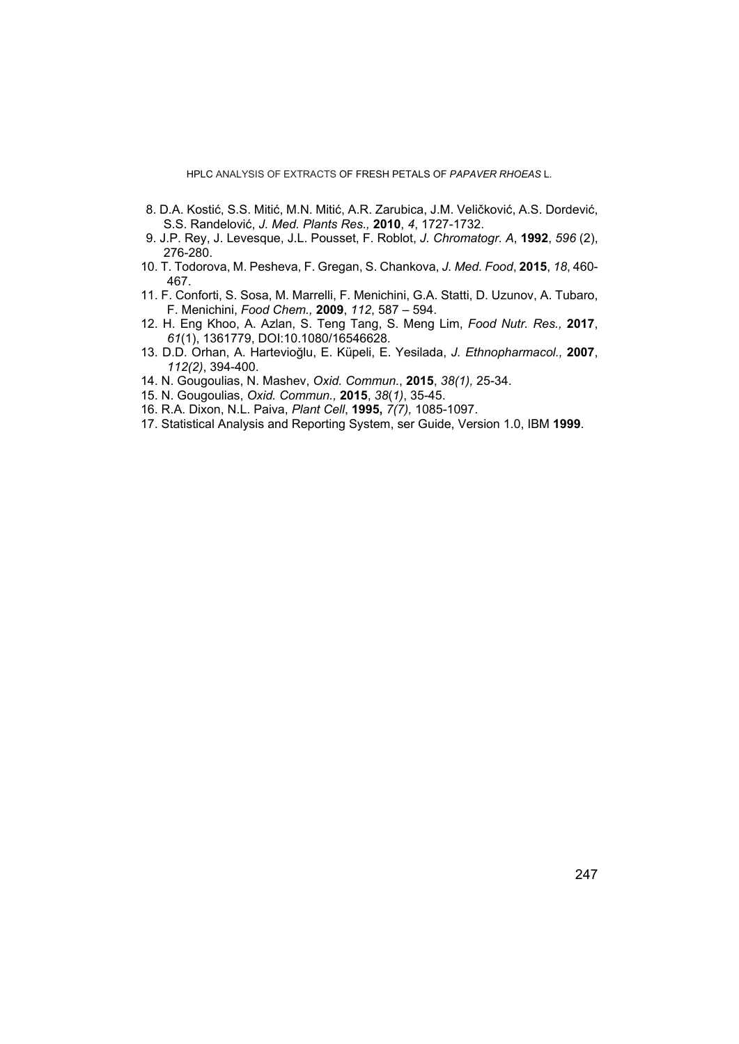8. D.A. Kostić, S.S. Mitić, M.N. Mitić, A.R. Zarubica, J.M. Veličković, A.S. Dordević, S.S. Randelović, *J. Med. Plants Res.,* **2010**, *4*, 1727-1732.
9. J.P. Rey, J. Levesque, J.L. Pousset, F. Roblot, *J. Chromatogr. A*, **1992**, *596* (2), 276-280.
10. T. Todorova, M. Pesheva, F. Gregan, S. Chankova, *J. Med. Food*, **2015**, *18*, 460-467.
11. F. Conforti, S. Sosa, M. Marrelli, F. Menichini, G.A. Statti, D. Uzunov, A. Tubaro, F. Menichini, *Food Chem.,* **2009**, *112*, 587 – 594.
12. H. Eng Khoo, A. Azlan, S. Teng Tang, S. Meng Lim, *Food Nutr. Res.,* **2017**, *61*(1), 1361779, DOI:10.1080/16546628.
13. D.D. Orhan, A. Hartevioğlu, E. Küpeli, E. Yesilada, *J. Ethnopharmacol.,* **2007**, *112(2)*, 394-400.
14. N. Gougoulias, N. Mashev, *Oxid. Commun.*, **2015**, *38(1),* 25-34.
15. N. Gougoulias, *Oxid. Commun.,* **2015**, *38*(*1)*, 35-45.
16. R.A. Dixon, N.L. Paiva, *Plant Cell*, **1995,** *7(7),* 1085-1097.
17. Statistical Analysis and Reporting System, ser Guide, Version 1.0, IBM **1999**.